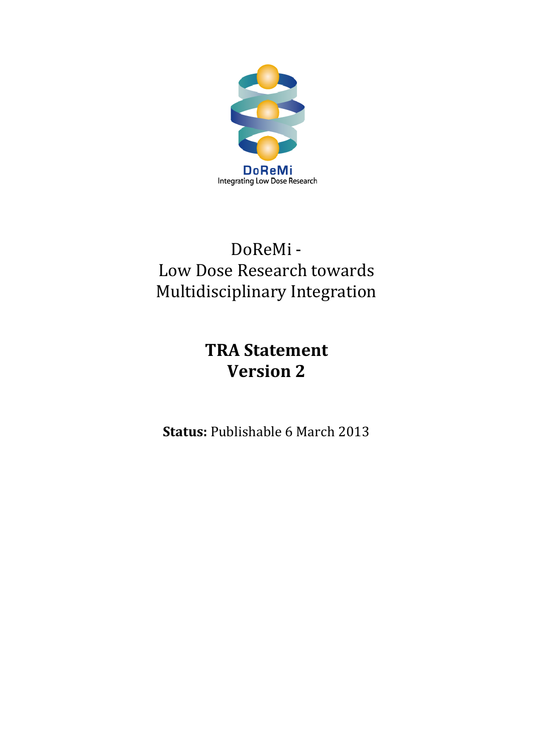DoReMi
Integrating Low Dose Research

# DoReMi - Low Dose Research towards Multidisciplinary Integration

## TRA Statement Version 2

**Status:** Publishable 6 March 2013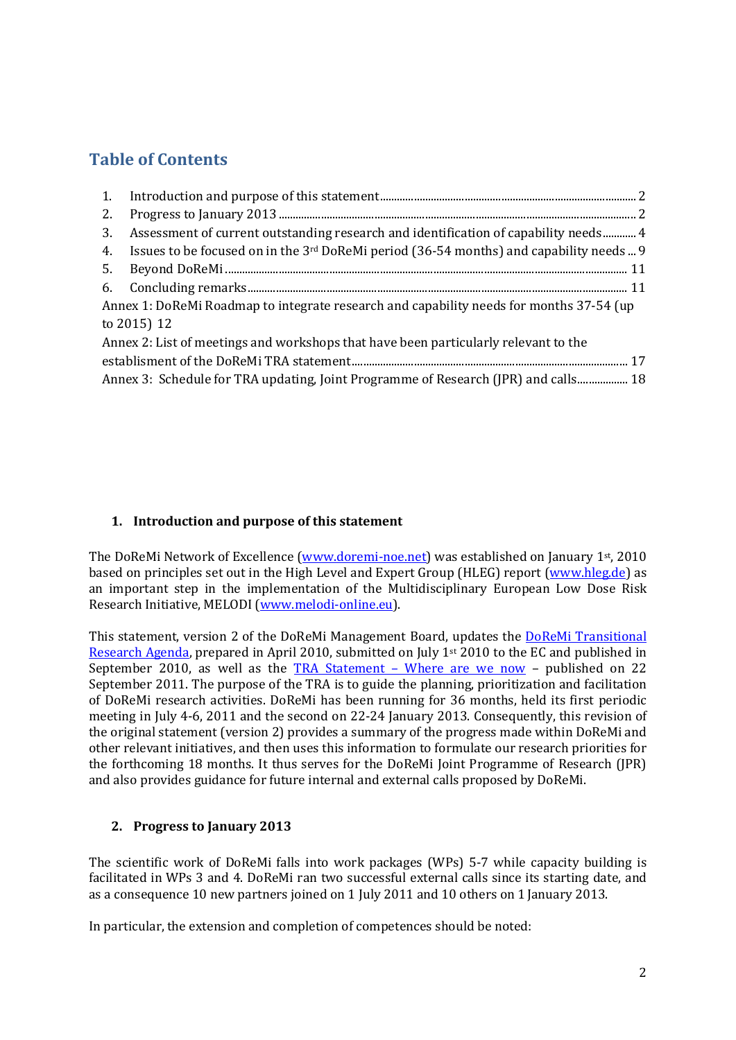# Table of Contents

1. Introduction and purpose of this statement ........ 2
2. Progress to January 2013 ........ 2
3. Assessment of current outstanding research and identification of capability needs ........ 4
4. Issues to be focused on in the 3rd DoReMi period (36-54 months) and capability needs ... 9
5. Beyond DoReMi ........ 11
6. Concluding remarks ........ 11

Annex 1: DoReMi Roadmap to integrate research and capability needs for months 37-54 (up to 2015) 12

Annex 2: List of meetings and workshops that have been particularly relevant to the establisment of the DoReMi TRA statement ........ 17

Annex 3: Schedule for TRA updating, Joint Programme of Research (JPR) and calls ........ 18

## 1. Introduction and purpose of this statement

The DoReMi Network of Excellence (www.doremi-noe.net) was established on January 1st, 2010 based on principles set out in the High Level and Expert Group (HLEG) report (www.hleg.de) as an important step in the implementation of the Multidisciplinary European Low Dose Risk Research Initiative, MELODI (www.melodi-online.eu).

This statement, version 2 of the DoReMi Management Board, updates the DoReMi Transitional Research Agenda, prepared in April 2010, submitted on July 1st 2010 to the EC and published in September 2010, as well as the TRA Statement – Where are we now – published on 22 September 2011. The purpose of the TRA is to guide the planning, prioritization and facilitation of DoReMi research activities. DoReMi has been running for 36 months, held its first periodic meeting in July 4-6, 2011 and the second on 22-24 January 2013. Consequently, this revision of the original statement (version 2) provides a summary of the progress made within DoReMi and other relevant initiatives, and then uses this information to formulate our research priorities for the forthcoming 18 months. It thus serves for the DoReMi Joint Programme of Research (JPR) and also provides guidance for future internal and external calls proposed by DoReMi.

## 2. Progress to January 2013

The scientific work of DoReMi falls into work packages (WPs) 5-7 while capacity building is facilitated in WPs 3 and 4. DoReMi ran two successful external calls since its starting date, and as a consequence 10 new partners joined on 1 July 2011 and 10 others on 1 January 2013.

In particular, the extension and completion of competences should be noted: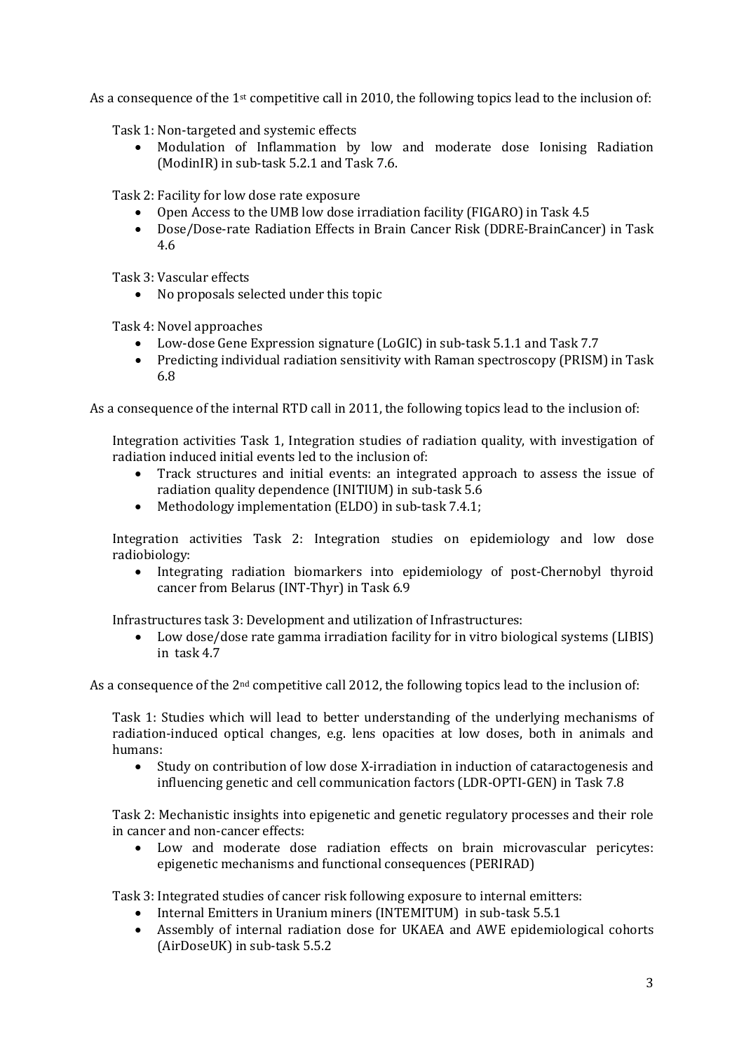As a consequence of the 1st competitive call in 2010, the following topics lead to the inclusion of:

Task 1: Non-targeted and systemic effects

- Modulation of Inflammation by low and moderate dose Ionising Radiation (ModinIR) in sub-task 5.2.1 and Task 7.6.

Task 2: Facility for low dose rate exposure

- Open Access to the UMB low dose irradiation facility (FIGARO) in Task 4.5
- Dose/Dose-rate Radiation Effects in Brain Cancer Risk (DDRE-BrainCancer) in Task 4.6

Task 3: Vascular effects

- No proposals selected under this topic

Task 4: Novel approaches

- Low-dose Gene Expression signature (LoGIC) in sub-task 5.1.1 and Task 7.7
- Predicting individual radiation sensitivity with Raman spectroscopy (PRISM) in Task 6.8

As a consequence of the internal RTD call in 2011, the following topics lead to the inclusion of:

Integration activities Task 1, Integration studies of radiation quality, with investigation of radiation induced initial events led to the inclusion of:

- Track structures and initial events: an integrated approach to assess the issue of radiation quality dependence (INITIUM) in sub-task 5.6
- Methodology implementation (ELDO) in sub-task 7.4.1;

Integration activities Task 2: Integration studies on epidemiology and low dose radiobiology:

- Integrating radiation biomarkers into epidemiology of post-Chernobyl thyroid cancer from Belarus (INT-Thyr) in Task 6.9

Infrastructures task 3: Development and utilization of Infrastructures:

- Low dose/dose rate gamma irradiation facility for in vitro biological systems (LIBIS) in task 4.7

As a consequence of the 2nd competitive call 2012, the following topics lead to the inclusion of:

Task 1: Studies which will lead to better understanding of the underlying mechanisms of radiation-induced optical changes, e.g. lens opacities at low doses, both in animals and humans:

- Study on contribution of low dose X-irradiation in induction of cataractogenesis and influencing genetic and cell communication factors (LDR-OPTI-GEN) in Task 7.8

Task 2: Mechanistic insights into epigenetic and genetic regulatory processes and their role in cancer and non-cancer effects:

- Low and moderate dose radiation effects on brain microvascular pericytes: epigenetic mechanisms and functional consequences (PERIRAD)

Task 3: Integrated studies of cancer risk following exposure to internal emitters:

- Internal Emitters in Uranium miners (INTEMITUM) in sub-task 5.5.1
- Assembly of internal radiation dose for UKAEA and AWE epidemiological cohorts (AirDoseUK) in sub-task 5.5.2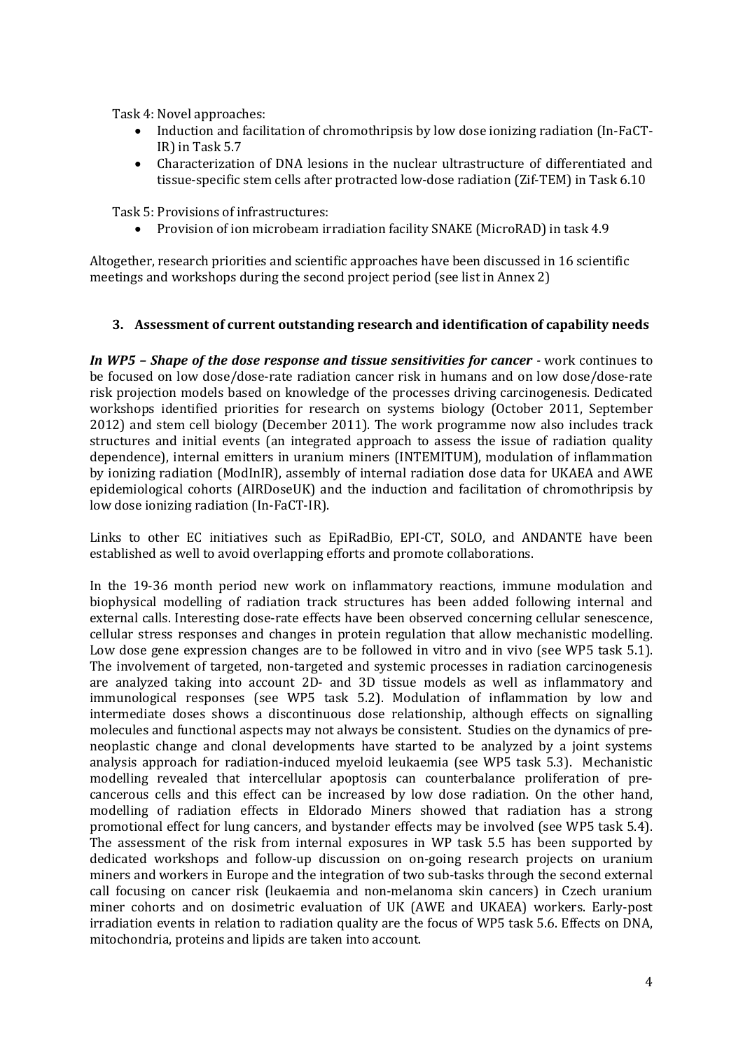Task 4: Novel approaches:

- Induction and facilitation of chromothripsis by low dose ionizing radiation (In-FaCT-IR) in Task 5.7
- Characterization of DNA lesions in the nuclear ultrastructure of differentiated and tissue-specific stem cells after protracted low-dose radiation (Zif-TEM) in Task 6.10

Task 5: Provisions of infrastructures:

- Provision of ion microbeam irradiation facility SNAKE (MicroRAD) in task 4.9

Altogether, research priorities and scientific approaches have been discussed in 16 scientific meetings and workshops during the second project period (see list in Annex 2)

## 3. Assessment of current outstanding research and identification of capability needs

***In WP5 – Shape of the dose response and tissue sensitivities for cancer*** - work continues to be focused on low dose/dose-rate radiation cancer risk in humans and on low dose/dose-rate risk projection models based on knowledge of the processes driving carcinogenesis. Dedicated workshops identified priorities for research on systems biology (October 2011, September 2012) and stem cell biology (December 2011). The work programme now also includes track structures and initial events (an integrated approach to assess the issue of radiation quality dependence), internal emitters in uranium miners (INTEMITUM), modulation of inflammation by ionizing radiation (ModInIR), assembly of internal radiation dose data for UKAEA and AWE epidemiological cohorts (AIRDoseUK) and the induction and facilitation of chromothripsis by low dose ionizing radiation (In-FaCT-IR).

Links to other EC initiatives such as EpiRadBio, EPI-CT, SOLO, and ANDANTE have been established as well to avoid overlapping efforts and promote collaborations.

In the 19-36 month period new work on inflammatory reactions, immune modulation and biophysical modelling of radiation track structures has been added following internal and external calls. Interesting dose-rate effects have been observed concerning cellular senescence, cellular stress responses and changes in protein regulation that allow mechanistic modelling. Low dose gene expression changes are to be followed in vitro and in vivo (see WP5 task 5.1). The involvement of targeted, non-targeted and systemic processes in radiation carcinogenesis are analyzed taking into account 2D- and 3D tissue models as well as inflammatory and immunological responses (see WP5 task 5.2). Modulation of inflammation by low and intermediate doses shows a discontinuous dose relationship, although effects on signalling molecules and functional aspects may not always be consistent. Studies on the dynamics of pre-neoplastic change and clonal developments have started to be analyzed by a joint systems analysis approach for radiation-induced myeloid leukaemia (see WP5 task 5.3). Mechanistic modelling revealed that intercellular apoptosis can counterbalance proliferation of pre-cancerous cells and this effect can be increased by low dose radiation. On the other hand, modelling of radiation effects in Eldorado Miners showed that radiation has a strong promotional effect for lung cancers, and bystander effects may be involved (see WP5 task 5.4). The assessment of the risk from internal exposures in WP task 5.5 has been supported by dedicated workshops and follow-up discussion on on-going research projects on uranium miners and workers in Europe and the integration of two sub-tasks through the second external call focusing on cancer risk (leukaemia and non-melanoma skin cancers) in Czech uranium miner cohorts and on dosimetric evaluation of UK (AWE and UKAEA) workers. Early-post irradiation events in relation to radiation quality are the focus of WP5 task 5.6. Effects on DNA, mitochondria, proteins and lipids are taken into account.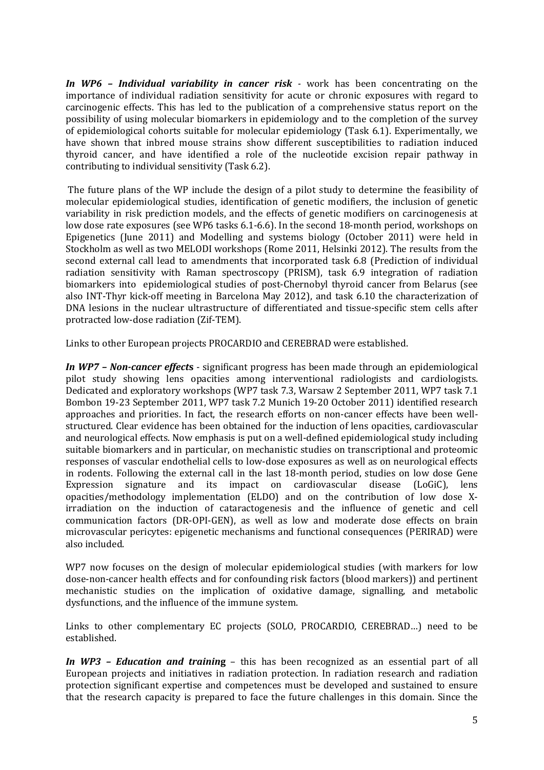***In WP6 – Individual variability in cancer risk*** - work has been concentrating on the importance of individual radiation sensitivity for acute or chronic exposures with regard to carcinogenic effects. This has led to the publication of a comprehensive status report on the possibility of using molecular biomarkers in epidemiology and to the completion of the survey of epidemiological cohorts suitable for molecular epidemiology (Task 6.1). Experimentally, we have shown that inbred mouse strains show different susceptibilities to radiation induced thyroid cancer, and have identified a role of the nucleotide excision repair pathway in contributing to individual sensitivity (Task 6.2).

The future plans of the WP include the design of a pilot study to determine the feasibility of molecular epidemiological studies, identification of genetic modifiers, the inclusion of genetic variability in risk prediction models, and the effects of genetic modifiers on carcinogenesis at low dose rate exposures (see WP6 tasks 6.1-6.6). In the second 18-month period, workshops on Epigenetics (June 2011) and Modelling and systems biology (October 2011) were held in Stockholm as well as two MELODI workshops (Rome 2011, Helsinki 2012). The results from the second external call lead to amendments that incorporated task 6.8 (Prediction of individual radiation sensitivity with Raman spectroscopy (PRISM), task 6.9 integration of radiation biomarkers into epidemiological studies of post-Chernobyl thyroid cancer from Belarus (see also INT-Thyr kick-off meeting in Barcelona May 2012), and task 6.10 the characterization of DNA lesions in the nuclear ultrastructure of differentiated and tissue-specific stem cells after protracted low-dose radiation (Zif-TEM).

Links to other European projects PROCARDIO and CEREBRAD were established.

***In WP7 – Non-cancer effects*** - significant progress has been made through an epidemiological pilot study showing lens opacities among interventional radiologists and cardiologists. Dedicated and exploratory workshops (WP7 task 7.3, Warsaw 2 September 2011, WP7 task 7.1 Bombon 19-23 September 2011, WP7 task 7.2 Munich 19-20 October 2011) identified research approaches and priorities. In fact, the research efforts on non-cancer effects have been well-structured. Clear evidence has been obtained for the induction of lens opacities, cardiovascular and neurological effects. Now emphasis is put on a well-defined epidemiological study including suitable biomarkers and in particular, on mechanistic studies on transcriptional and proteomic responses of vascular endothelial cells to low-dose exposures as well as on neurological effects in rodents. Following the external call in the last 18-month period, studies on low dose Gene Expression signature and its impact on cardiovascular disease (LoGiC), lens opacities/methodology implementation (ELDO) and on the contribution of low dose X-irradiation on the induction of cataractogenesis and the influence of genetic and cell communication factors (DR-OPI-GEN), as well as low and moderate dose effects on brain microvascular pericytes: epigenetic mechanisms and functional consequences (PERIRAD) were also included.

WP7 now focuses on the design of molecular epidemiological studies (with markers for low dose-non-cancer health effects and for confounding risk factors (blood markers)) and pertinent mechanistic studies on the implication of oxidative damage, signalling, and metabolic dysfunctions, and the influence of the immune system.

Links to other complementary EC projects (SOLO, PROCARDIO, CEREBRAD…) need to be established.

***In WP3 – Education and training*** – this has been recognized as an essential part of all European projects and initiatives in radiation protection. In radiation research and radiation protection significant expertise and competences must be developed and sustained to ensure that the research capacity is prepared to face the future challenges in this domain. Since the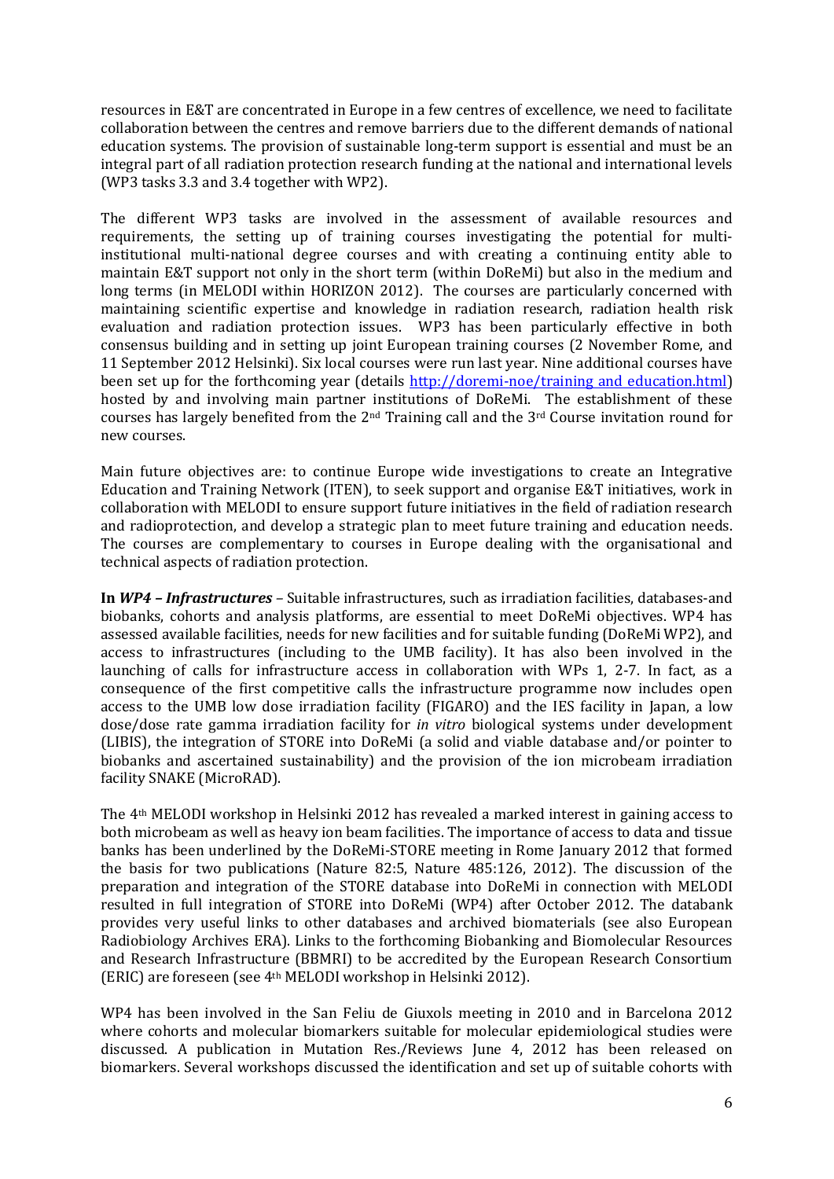resources in E&T are concentrated in Europe in a few centres of excellence, we need to facilitate collaboration between the centres and remove barriers due to the different demands of national education systems. The provision of sustainable long-term support is essential and must be an integral part of all radiation protection research funding at the national and international levels (WP3 tasks 3.3 and 3.4 together with WP2).

The different WP3 tasks are involved in the assessment of available resources and requirements, the setting up of training courses investigating the potential for multi-institutional multi-national degree courses and with creating a continuing entity able to maintain E&T support not only in the short term (within DoReMi) but also in the medium and long terms (in MELODI within HORIZON 2012). The courses are particularly concerned with maintaining scientific expertise and knowledge in radiation research, radiation health risk evaluation and radiation protection issues. WP3 has been particularly effective in both consensus building and in setting up joint European training courses (2 November Rome, and 11 September 2012 Helsinki). Six local courses were run last year. Nine additional courses have been set up for the forthcoming year (details http://doremi-noe/training and education.html) hosted by and involving main partner institutions of DoReMi. The establishment of these courses has largely benefited from the 2nd Training call and the 3rd Course invitation round for new courses.

Main future objectives are: to continue Europe wide investigations to create an Integrative Education and Training Network (ITEN), to seek support and organise E&T initiatives, work in collaboration with MELODI to ensure support future initiatives in the field of radiation research and radioprotection, and develop a strategic plan to meet future training and education needs. The courses are complementary to courses in Europe dealing with the organisational and technical aspects of radiation protection.

**In *WP4 – Infrastructures*** – Suitable infrastructures, such as irradiation facilities, databases-and biobanks, cohorts and analysis platforms, are essential to meet DoReMi objectives. WP4 has assessed available facilities, needs for new facilities and for suitable funding (DoReMi WP2), and access to infrastructures (including to the UMB facility). It has also been involved in the launching of calls for infrastructure access in collaboration with WPs 1, 2-7. In fact, as a consequence of the first competitive calls the infrastructure programme now includes open access to the UMB low dose irradiation facility (FIGARO) and the IES facility in Japan, a low dose/dose rate gamma irradiation facility for *in vitro* biological systems under development (LIBIS), the integration of STORE into DoReMi (a solid and viable database and/or pointer to biobanks and ascertained sustainability) and the provision of the ion microbeam irradiation facility SNAKE (MicroRAD).

The 4th MELODI workshop in Helsinki 2012 has revealed a marked interest in gaining access to both microbeam as well as heavy ion beam facilities. The importance of access to data and tissue banks has been underlined by the DoReMi-STORE meeting in Rome January 2012 that formed the basis for two publications (Nature 82:5, Nature 485:126, 2012). The discussion of the preparation and integration of the STORE database into DoReMi in connection with MELODI resulted in full integration of STORE into DoReMi (WP4) after October 2012. The databank provides very useful links to other databases and archived biomaterials (see also European Radiobiology Archives ERA). Links to the forthcoming Biobanking and Biomolecular Resources and Research Infrastructure (BBMRI) to be accredited by the European Research Consortium (ERIC) are foreseen (see 4th MELODI workshop in Helsinki 2012).

WP4 has been involved in the San Feliu de Giuxols meeting in 2010 and in Barcelona 2012 where cohorts and molecular biomarkers suitable for molecular epidemiological studies were discussed. A publication in Mutation Res./Reviews June 4, 2012 has been released on biomarkers. Several workshops discussed the identification and set up of suitable cohorts with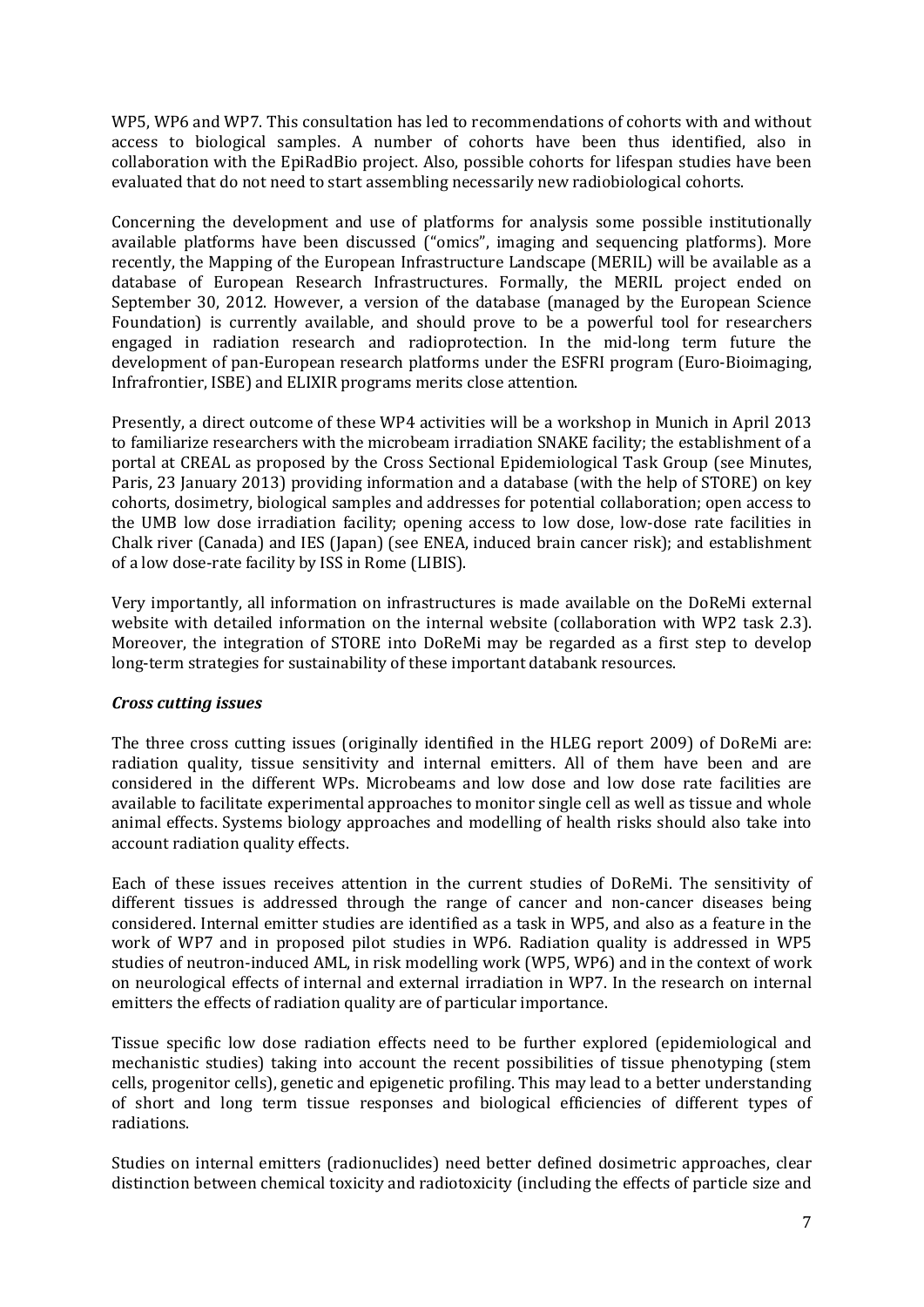WP5, WP6 and WP7. This consultation has led to recommendations of cohorts with and without access to biological samples. A number of cohorts have been thus identified, also in collaboration with the EpiRadBio project. Also, possible cohorts for lifespan studies have been evaluated that do not need to start assembling necessarily new radiobiological cohorts.

Concerning the development and use of platforms for analysis some possible institutionally available platforms have been discussed ("omics", imaging and sequencing platforms). More recently, the Mapping of the European Infrastructure Landscape (MERIL) will be available as a database of European Research Infrastructures. Formally, the MERIL project ended on September 30, 2012. However, a version of the database (managed by the European Science Foundation) is currently available, and should prove to be a powerful tool for researchers engaged in radiation research and radioprotection. In the mid-long term future the development of pan-European research platforms under the ESFRI program (Euro-Bioimaging, Infrafrontier, ISBE) and ELIXIR programs merits close attention.

Presently, a direct outcome of these WP4 activities will be a workshop in Munich in April 2013 to familiarize researchers with the microbeam irradiation SNAKE facility; the establishment of a portal at CREAL as proposed by the Cross Sectional Epidemiological Task Group (see Minutes, Paris, 23 January 2013) providing information and a database (with the help of STORE) on key cohorts, dosimetry, biological samples and addresses for potential collaboration; open access to the UMB low dose irradiation facility; opening access to low dose, low-dose rate facilities in Chalk river (Canada) and IES (Japan) (see ENEA, induced brain cancer risk); and establishment of a low dose-rate facility by ISS in Rome (LIBIS).

Very importantly, all information on infrastructures is made available on the DoReMi external website with detailed information on the internal website (collaboration with WP2 task 2.3). Moreover, the integration of STORE into DoReMi may be regarded as a first step to develop long-term strategies for sustainability of these important databank resources.

### *Cross cutting issues*

The three cross cutting issues (originally identified in the HLEG report 2009) of DoReMi are: radiation quality, tissue sensitivity and internal emitters. All of them have been and are considered in the different WPs. Microbeams and low dose and low dose rate facilities are available to facilitate experimental approaches to monitor single cell as well as tissue and whole animal effects. Systems biology approaches and modelling of health risks should also take into account radiation quality effects.

Each of these issues receives attention in the current studies of DoReMi. The sensitivity of different tissues is addressed through the range of cancer and non-cancer diseases being considered. Internal emitter studies are identified as a task in WP5, and also as a feature in the work of WP7 and in proposed pilot studies in WP6. Radiation quality is addressed in WP5 studies of neutron-induced AML, in risk modelling work (WP5, WP6) and in the context of work on neurological effects of internal and external irradiation in WP7. In the research on internal emitters the effects of radiation quality are of particular importance.

Tissue specific low dose radiation effects need to be further explored (epidemiological and mechanistic studies) taking into account the recent possibilities of tissue phenotyping (stem cells, progenitor cells), genetic and epigenetic profiling. This may lead to a better understanding of short and long term tissue responses and biological efficiencies of different types of radiations.

Studies on internal emitters (radionuclides) need better defined dosimetric approaches, clear distinction between chemical toxicity and radiotoxicity (including the effects of particle size and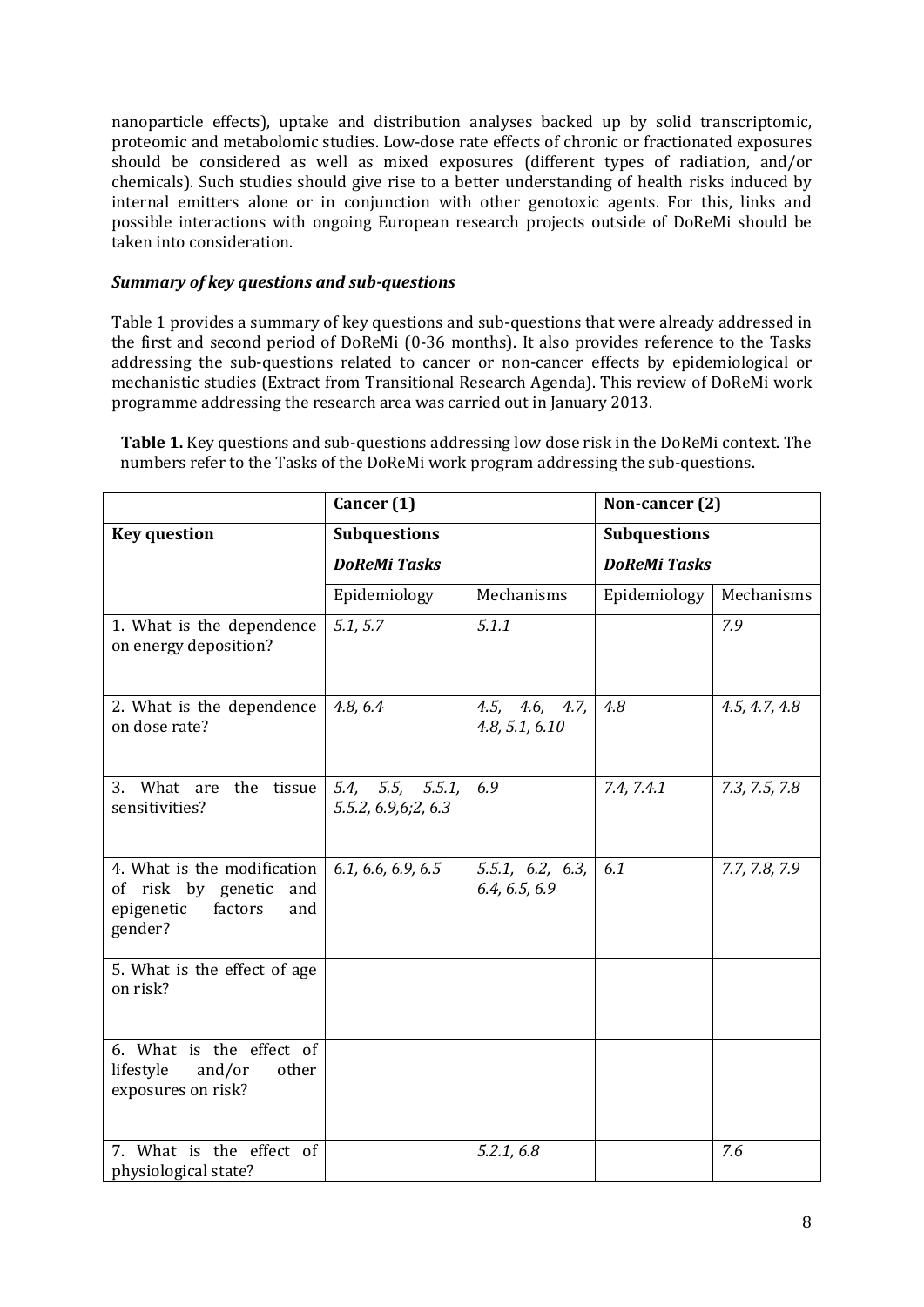nanoparticle effects), uptake and distribution analyses backed up by solid transcriptomic, proteomic and metabolomic studies. Low-dose rate effects of chronic or fractionated exposures should be considered as well as mixed exposures (different types of radiation, and/or chemicals). Such studies should give rise to a better understanding of health risks induced by internal emitters alone or in conjunction with other genotoxic agents. For this, links and possible interactions with ongoing European research projects outside of DoReMi should be taken into consideration.

### *Summary of key questions and sub-questions*

Table 1 provides a summary of key questions and sub-questions that were already addressed in the first and second period of DoReMi (0-36 months). It also provides reference to the Tasks addressing the sub-questions related to cancer or non-cancer effects by epidemiological or mechanistic studies (Extract from Transitional Research Agenda). This review of DoReMi work programme addressing the research area was carried out in January 2013.

**Table 1.** Key questions and sub-questions addressing low dose risk in the DoReMi context. The numbers refer to the Tasks of the DoReMi work program addressing the sub-questions.

| | **Cancer (1)** | | **Non-cancer (2)** | |
|---|---|---|---|---|
| **Key question** | **Subquestions** *DoReMi Tasks* | | **Subquestions** *DoReMi Tasks* | |
| | Epidemiology | Mechanisms | Epidemiology | Mechanisms |
| 1. What is the dependence on energy deposition? | *5.1, 5.7* | *5.1.1* | | *7.9* |
| 2. What is the dependence on dose rate? | *4.8, 6.4* | *4.5, 4.6, 4.7, 4.8, 5.1, 6.10* | *4.8* | *4.5, 4.7, 4.8* |
| 3. What are the tissue sensitivities? | *5.4, 5.5, 5.5.1, 5.5.2, 6.9,6;2, 6.3* | *6.9* | *7.4, 7.4.1* | *7.3, 7.5, 7.8* |
| 4. What is the modification of risk by genetic and epigenetic factors and gender? | *6.1, 6.6, 6.9, 6.5* | *5.5.1, 6.2, 6.3, 6.4, 6.5, 6.9* | *6.1* | *7.7, 7.8, 7.9* |
| 5. What is the effect of age on risk? | | | | |
| 6. What is the effect of lifestyle and/or other exposures on risk? | | | | |
| 7. What is the effect of physiological state? | | *5.2.1, 6.8* | | *7.6* |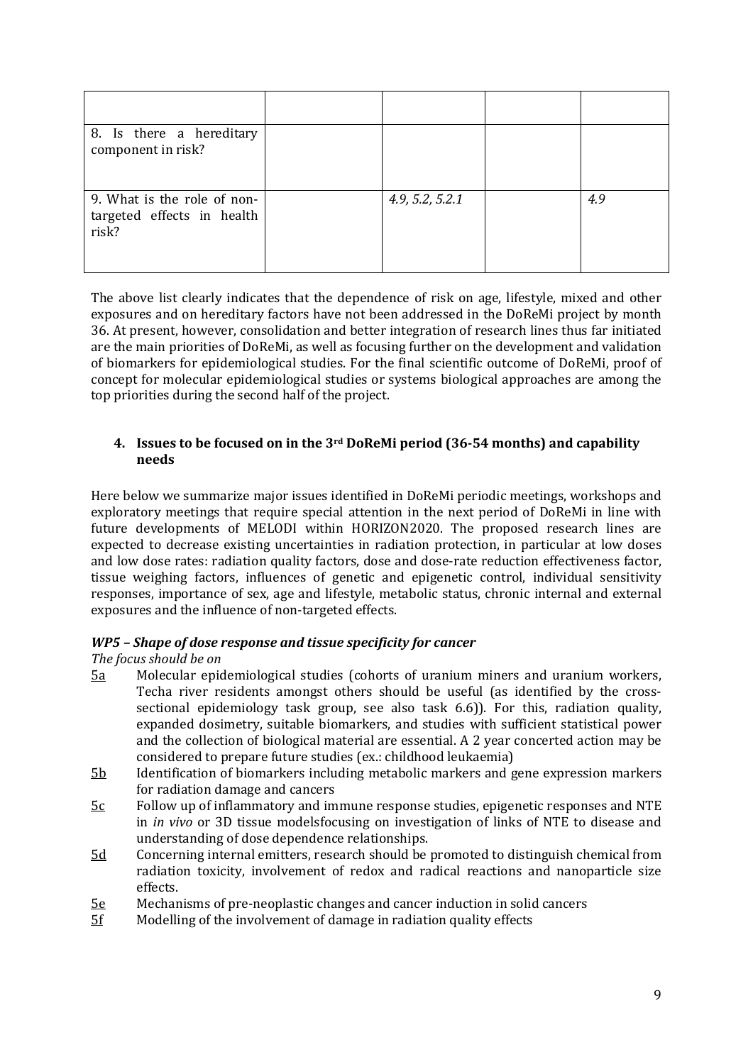| | | | | |
|---|---|---|---|---|
| 8. Is there a hereditary component in risk? | | | | |
| 9. What is the role of non-targeted effects in health risk? | | *4.9, 5.2, 5.2.1* | | *4.9* |

The above list clearly indicates that the dependence of risk on age, lifestyle, mixed and other exposures and on hereditary factors have not been addressed in the DoReMi project by month 36. At present, however, consolidation and better integration of research lines thus far initiated are the main priorities of DoReMi, as well as focusing further on the development and validation of biomarkers for epidemiological studies. For the final scientific outcome of DoReMi, proof of concept for molecular epidemiological studies or systems biological approaches are among the top priorities during the second half of the project.

## 4. Issues to be focused on in the 3rd DoReMi period (36-54 months) and capability needs

Here below we summarize major issues identified in DoReMi periodic meetings, workshops and exploratory meetings that require special attention in the next period of DoReMi in line with future developments of MELODI within HORIZON2020. The proposed research lines are expected to decrease existing uncertainties in radiation protection, in particular at low doses and low dose rates: radiation quality factors, dose and dose-rate reduction effectiveness factor, tissue weighing factors, influences of genetic and epigenetic control, individual sensitivity responses, importance of sex, age and lifestyle, metabolic status, chronic internal and external exposures and the influence of non-targeted effects.

### *WP5 – Shape of dose response and tissue specificity for cancer*

*The focus should be on*

- 5a Molecular epidemiological studies (cohorts of uranium miners and uranium workers, Techa river residents amongst others should be useful (as identified by the cross-sectional epidemiology task group, see also task 6.6)). For this, radiation quality, expanded dosimetry, suitable biomarkers, and studies with sufficient statistical power and the collection of biological material are essential. A 2 year concerted action may be considered to prepare future studies (ex.: childhood leukaemia)
- 5b Identification of biomarkers including metabolic markers and gene expression markers for radiation damage and cancers
- 5c Follow up of inflammatory and immune response studies, epigenetic responses and NTE in *in vivo* or 3D tissue modelsfocusing on investigation of links of NTE to disease and understanding of dose dependence relationships.
- 5d Concerning internal emitters, research should be promoted to distinguish chemical from radiation toxicity, involvement of redox and radical reactions and nanoparticle size effects.
- 5e Mechanisms of pre-neoplastic changes and cancer induction in solid cancers
- 5f Modelling of the involvement of damage in radiation quality effects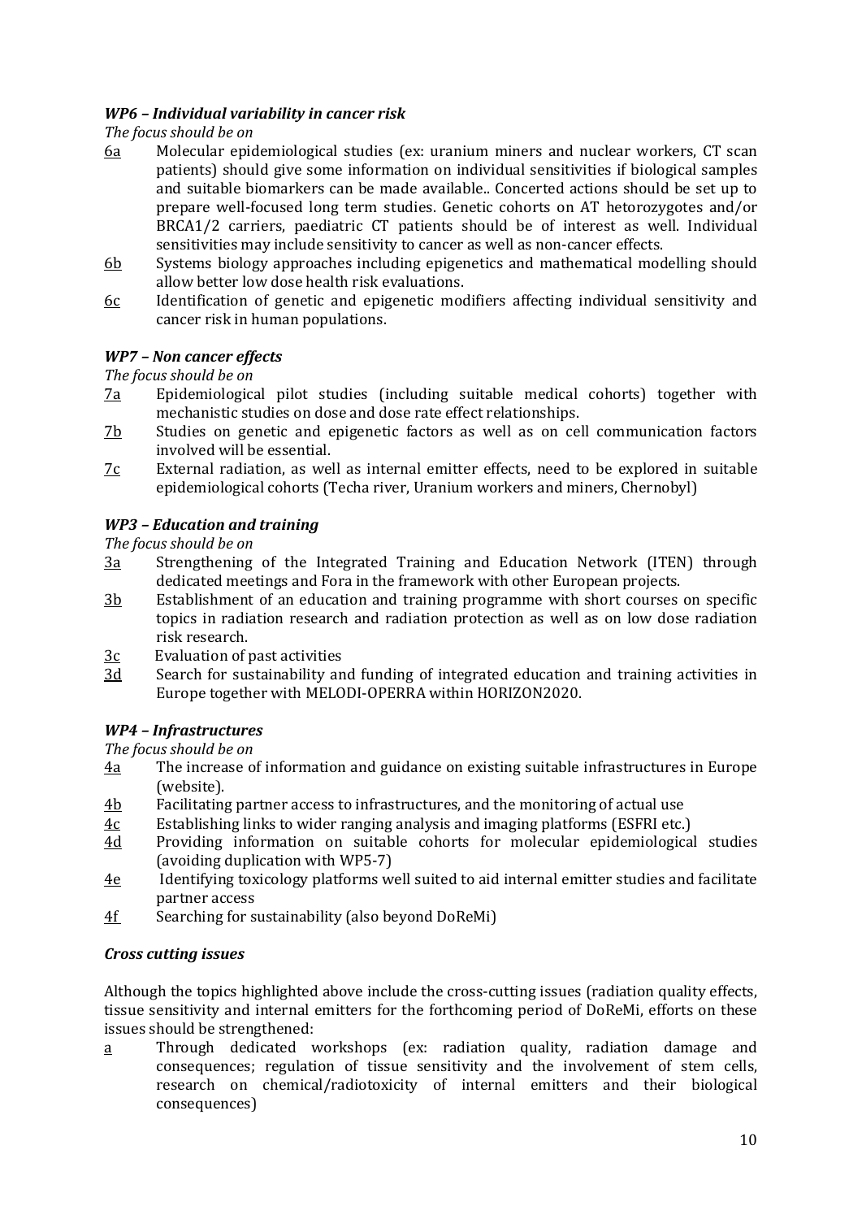***WP6 – Individual variability in cancer risk***

*The focus should be on*

- 6a Molecular epidemiological studies (ex: uranium miners and nuclear workers, CT scan patients) should give some information on individual sensitivities if biological samples and suitable biomarkers can be made available.. Concerted actions should be set up to prepare well-focused long term studies. Genetic cohorts on AT hetorozygotes and/or BRCA1/2 carriers, paediatric CT patients should be of interest as well. Individual sensitivities may include sensitivity to cancer as well as non-cancer effects.
- 6b Systems biology approaches including epigenetics and mathematical modelling should allow better low dose health risk evaluations.
- 6c Identification of genetic and epigenetic modifiers affecting individual sensitivity and cancer risk in human populations.

***WP7 – Non cancer effects***

*The focus should be on*

- 7a Epidemiological pilot studies (including suitable medical cohorts) together with mechanistic studies on dose and dose rate effect relationships.
- 7b Studies on genetic and epigenetic factors as well as on cell communication factors involved will be essential.
- 7c External radiation, as well as internal emitter effects, need to be explored in suitable epidemiological cohorts (Techa river, Uranium workers and miners, Chernobyl)

***WP3 – Education and training***

*The focus should be on*

- 3a Strengthening of the Integrated Training and Education Network (ITEN) through dedicated meetings and Fora in the framework with other European projects.
- 3b Establishment of an education and training programme with short courses on specific topics in radiation research and radiation protection as well as on low dose radiation risk research.
- 3c Evaluation of past activities
- 3d Search for sustainability and funding of integrated education and training activities in Europe together with MELODI-OPERRA within HORIZON2020.

***WP4 – Infrastructures***

*The focus should be on*

- 4a The increase of information and guidance on existing suitable infrastructures in Europe (website).
- 4b Facilitating partner access to infrastructures, and the monitoring of actual use
- 4c Establishing links to wider ranging analysis and imaging platforms (ESFRI etc.)
- 4d Providing information on suitable cohorts for molecular epidemiological studies (avoiding duplication with WP5-7)
- 4e Identifying toxicology platforms well suited to aid internal emitter studies and facilitate partner access
- 4f Searching for sustainability (also beyond DoReMi)

***Cross cutting issues***

Although the topics highlighted above include the cross-cutting issues (radiation quality effects, tissue sensitivity and internal emitters for the forthcoming period of DoReMi, efforts on these issues should be strengthened:

- a Through dedicated workshops (ex: radiation quality, radiation damage and consequences; regulation of tissue sensitivity and the involvement of stem cells, research on chemical/radiotoxicity of internal emitters and their biological consequences)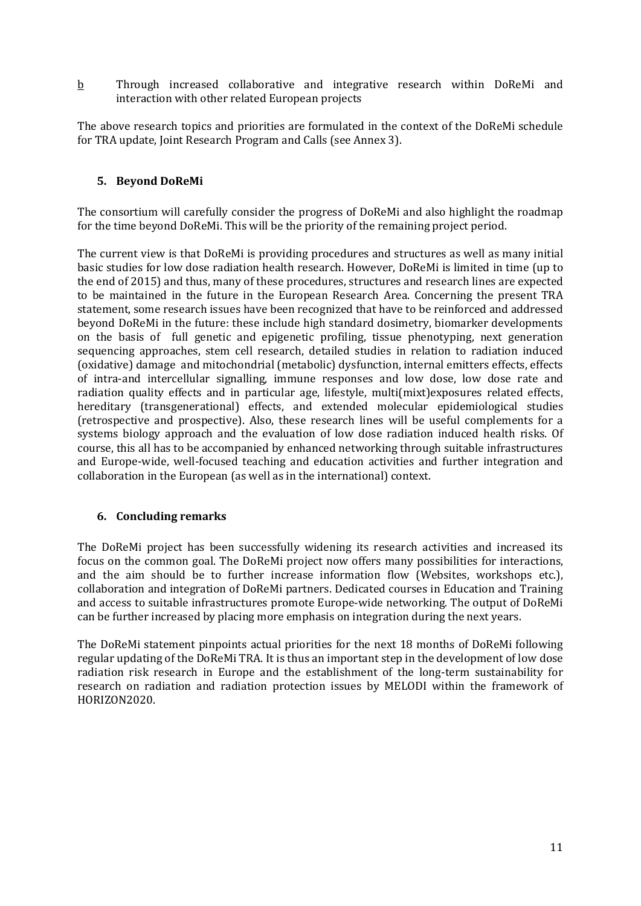b Through increased collaborative and integrative research within DoReMi and interaction with other related European projects

The above research topics and priorities are formulated in the context of the DoReMi schedule for TRA update, Joint Research Program and Calls (see Annex 3).

## 5. Beyond DoReMi

The consortium will carefully consider the progress of DoReMi and also highlight the roadmap for the time beyond DoReMi. This will be the priority of the remaining project period.

The current view is that DoReMi is providing procedures and structures as well as many initial basic studies for low dose radiation health research. However, DoReMi is limited in time (up to the end of 2015) and thus, many of these procedures, structures and research lines are expected to be maintained in the future in the European Research Area. Concerning the present TRA statement, some research issues have been recognized that have to be reinforced and addressed beyond DoReMi in the future: these include high standard dosimetry, biomarker developments on the basis of full genetic and epigenetic profiling, tissue phenotyping, next generation sequencing approaches, stem cell research, detailed studies in relation to radiation induced (oxidative) damage and mitochondrial (metabolic) dysfunction, internal emitters effects, effects of intra-and intercellular signalling, immune responses and low dose, low dose rate and radiation quality effects and in particular age, lifestyle, multi(mixt)exposures related effects, hereditary (transgenerational) effects, and extended molecular epidemiological studies (retrospective and prospective). Also, these research lines will be useful complements for a systems biology approach and the evaluation of low dose radiation induced health risks. Of course, this all has to be accompanied by enhanced networking through suitable infrastructures and Europe-wide, well-focused teaching and education activities and further integration and collaboration in the European (as well as in the international) context.

## 6. Concluding remarks

The DoReMi project has been successfully widening its research activities and increased its focus on the common goal. The DoReMi project now offers many possibilities for interactions, and the aim should be to further increase information flow (Websites, workshops etc.), collaboration and integration of DoReMi partners. Dedicated courses in Education and Training and access to suitable infrastructures promote Europe-wide networking. The output of DoReMi can be further increased by placing more emphasis on integration during the next years.

The DoReMi statement pinpoints actual priorities for the next 18 months of DoReMi following regular updating of the DoReMi TRA. It is thus an important step in the development of low dose radiation risk research in Europe and the establishment of the long-term sustainability for research on radiation and radiation protection issues by MELODI within the framework of HORIZON2020.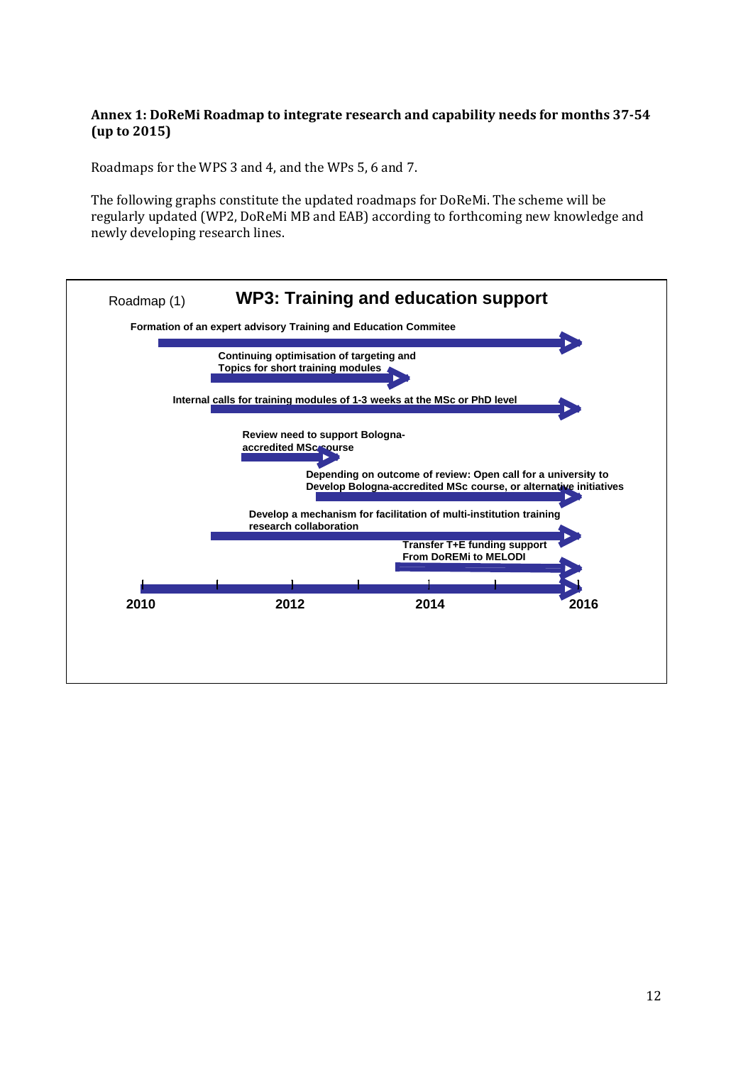**Annex 1: DoReMi Roadmap to integrate research and capability needs for months 37-54 (up to 2015)**

Roadmaps for the WPS 3 and 4, and the WPs 5, 6 and 7.

The following graphs constitute the updated roadmaps for DoReMi. The scheme will be regularly updated (WP2, DoReMi MB and EAB) according to forthcoming new knowledge and newly developing research lines.

Roadmap (1) **WP3: Training and education support**

**Formation of an expert advisory Training and Education Commitee**

**Continuing optimisation of targeting and Topics for short training modules**

**Internal calls for training modules of 1-3 weeks at the MSc or PhD level**

**Review need to support Bologna-accredited MSc course**

**Depending on outcome of review: Open call for a university to Develop Bologna-accredited MSc course, or alternative initiatives**

**Develop a mechanism for facilitation of multi-institution training research collaboration**

**Transfer T+E funding support From DoREMi to MELODI**

**2010** **2012** **2014** **2016**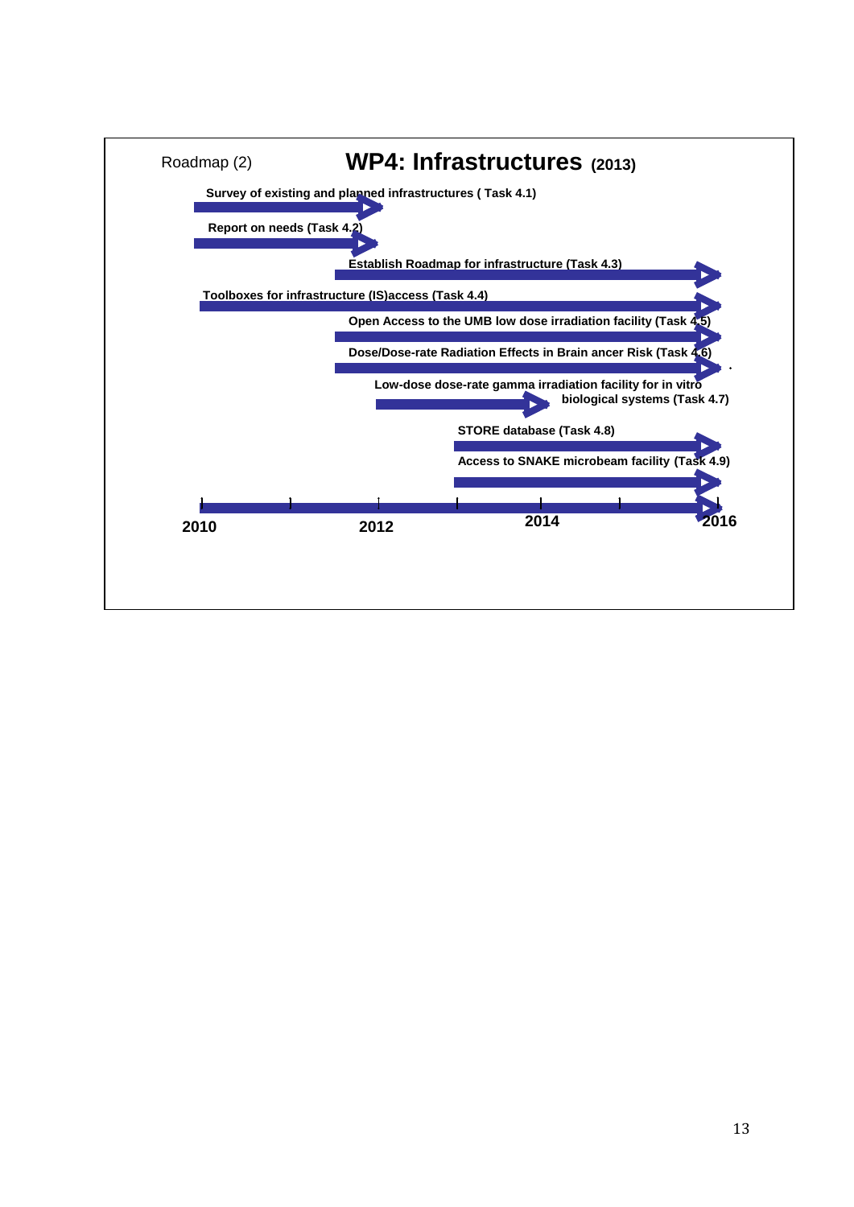Roadmap (2)

## WP4: Infrastructures (2013)

- Survey of existing and planned infrastructures ( Task 4.1)
- Report on needs (Task 4.2)
- Establish Roadmap for infrastructure (Task 4.3)
- Toolboxes for infrastructure (IS)access (Task 4.4)
- Open Access to the UMB low dose irradiation facility (Task 4.5)
- Dose/Dose-rate Radiation Effects in Brain ancer Risk (Task 4.6)
- Low-dose dose-rate gamma irradiation facility for in vitro biological systems (Task 4.7)
- STORE database (Task 4.8)
- Access to SNAKE microbeam facility (Task 4.9)

2010 2012 2014 2016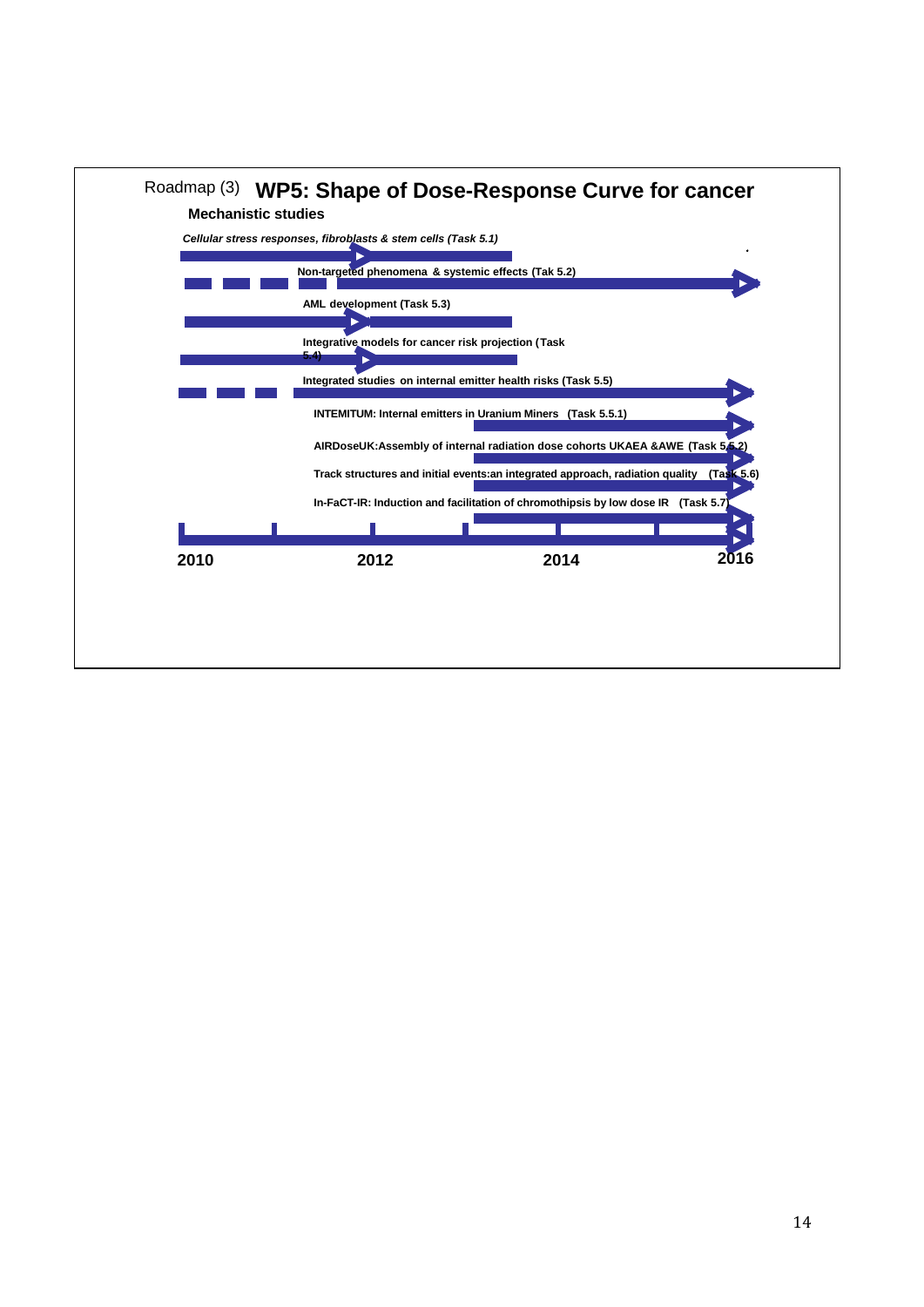Roadmap (3) **WP5: Shape of Dose-Response Curve for cancer**

**Mechanistic studies**

***Cellular stress responses, fibroblasts & stem cells (Task 5.1)***

**Non-targeted phenomena & systemic effects (Tak 5.2)**

**AML development (Task 5.3)**

**Integrative models for cancer risk projection (Task 5.4)**

**Integrated studies on internal emitter health risks (Task 5.5)**

**INTEMITUM: Internal emitters in Uranium Miners (Task 5.5.1)**

**AIRDoseUK:Assembly of internal radiation dose cohorts UKAEA &AWE (Task 5.5.2)**

**Track structures and initial events:an integrated approach, radiation quality (Task 5.6)**

**In-FaCT-IR: Induction and facilitation of chromothipsis by low dose IR (Task 5.7)**

**2010 2012 2014 2016**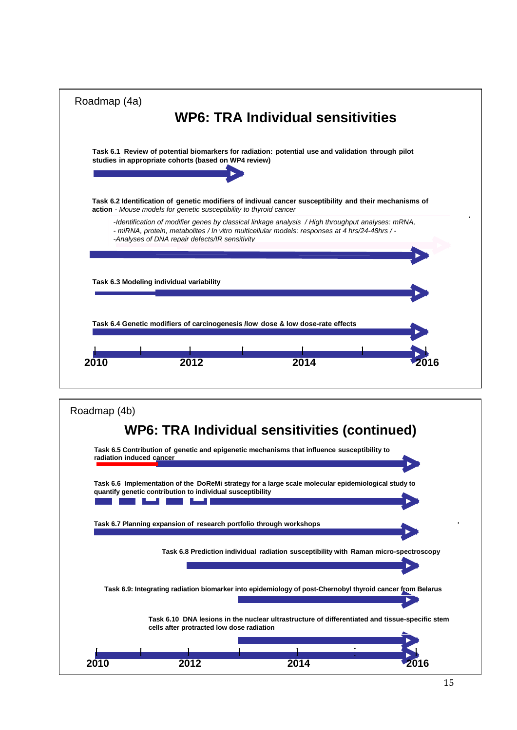Roadmap (4a)

## WP6: TRA Individual sensitivities

**Task 6.1 Review of potential biomarkers for radiation: potential use and validation through pilot studies in appropriate cohorts (based on WP4 review)**

**Task 6.2 Identification of genetic modifiers of indivual cancer susceptibility and their mechanisms of action** - *Mouse models for genetic susceptibility to thyroid cancer*

*-Identification of modifier genes by classical linkage analysis / High throughput analyses: mRNA,*
*- miRNA, protein, metabolites / In vitro multicellular models: responses at 4 hrs/24-48hrs / -*
*-Analyses of DNA repair defects/IR sensitivity*

**Task 6.3 Modeling individual variability**

**Task 6.4 Genetic modifiers of carcinogenesis /low dose & low dose-rate effects**

**2010** **2012** **2014** **2016**

Roadmap (4b)

## WP6: TRA Individual sensitivities (continued)

**Task 6.5 Contribution of genetic and epigenetic mechanisms that influence susceptibility to radiation induced cancer**

**Task 6.6 Implementation of the DoReMi strategy for a large scale molecular epidemiological study to quantify genetic contribution to individual susceptibility**

**Task 6.7 Planning expansion of research portfolio through workshops**

**Task 6.8 Prediction individual radiation susceptibility with Raman micro-spectroscopy**

**Task 6.9: Integrating radiation biomarker into epidemiology of post-Chernobyl thyroid cancer from Belarus**

**Task 6.10 DNA lesions in the nuclear ultrastructure of differentiated and tissue-specific stem cells after protracted low dose radiation**

**2010** **2012** **2014** **2016**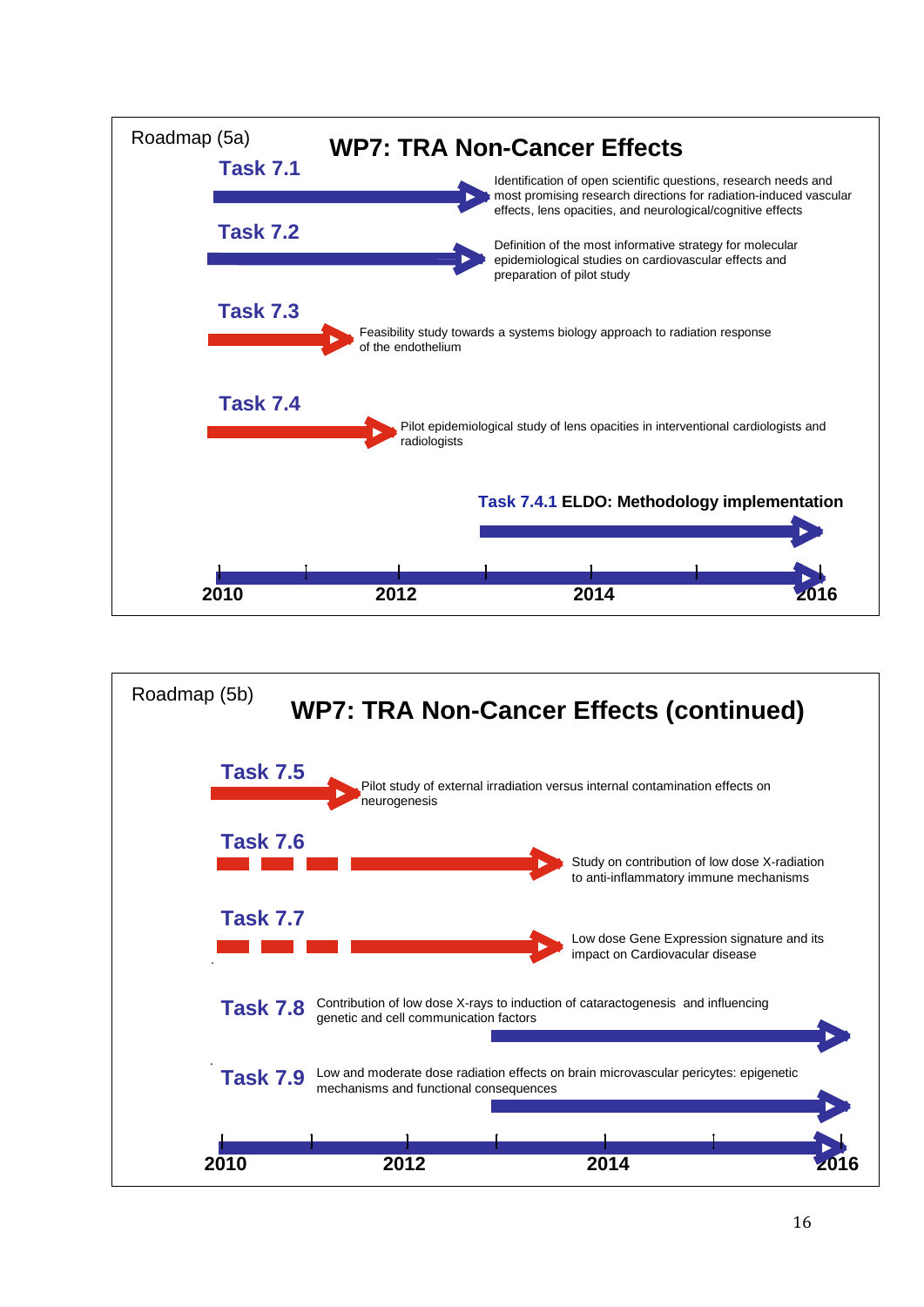Roadmap (5a)

## WP7: TRA Non-Cancer Effects

**Task 7.1**

Identification of open scientific questions, research needs and most promising research directions for radiation-induced vascular effects, lens opacities, and neurological/cognitive effects

**Task 7.2**

Definition of the most informative strategy for molecular epidemiological studies on cardiovascular effects and preparation of pilot study

**Task 7.3**

Feasibility study towards a systems biology approach to radiation response of the endothelium

**Task 7.4**

Pilot epidemiological study of lens opacities in interventional cardiologists and radiologists

**Task 7.4.1 ELDO: Methodology implementation**

2010 2012 2014 2016

Roadmap (5b)

## WP7: TRA Non-Cancer Effects (continued)

**Task 7.5**

Pilot study of external irradiation versus internal contamination effects on neurogenesis

**Task 7.6**

Study on contribution of low dose X-radiation to anti-inflammatory immune mechanisms

**Task 7.7**

Low dose Gene Expression signature and its impact on Cardiovascular disease

**Task 7.8**

Contribution of low dose X-rays to induction of cataractogenesis and influencing genetic and cell communication factors

**Task 7.9**

Low and moderate dose radiation effects on brain microvascular pericytes: epigenetic mechanisms and functional consequences

2010 2012 2014 2016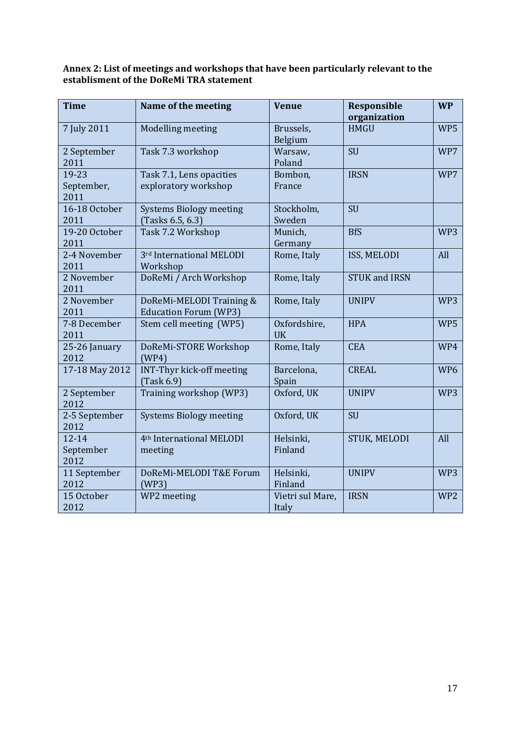**Annex 2: List of meetings and workshops that have been particularly relevant to the establisment of the DoReMi TRA statement**

| Time | Name of the meeting | Venue | Responsible organization | WP |
|---|---|---|---|---|
| 7 July 2011 | Modelling meeting | Brussels, Belgium | HMGU | WP5 |
| 2 September 2011 | Task 7.3 workshop | Warsaw, Poland | SU | WP7 |
| 19-23 September, 2011 | Task 7.1, Lens opacities exploratory workshop | Bombon, France | IRSN | WP7 |
| 16-18 October 2011 | Systems Biology meeting (Tasks 6.5, 6.3) | Stockholm, Sweden | SU | |
| 19-20 October 2011 | Task 7.2 Workshop | Munich, Germany | BfS | WP3 |
| 2-4 November 2011 | 3rd International MELODI Workshop | Rome, Italy | ISS, MELODI | All |
| 2 November 2011 | DoReMi / Arch Workshop | Rome, Italy | STUK and IRSN | |
| 2 November 2011 | DoReMi-MELODI Training & Education Forum (WP3) | Rome, Italy | UNIPV | WP3 |
| 7-8 December 2011 | Stem cell meeting (WP5) | Oxfordshire, UK | HPA | WP5 |
| 25-26 January 2012 | DoReMi-STORE Workshop (WP4) | Rome, Italy | CEA | WP4 |
| 17-18 May 2012 | INT-Thyr kick-off meeting (Task 6.9) | Barcelona, Spain | CREAL | WP6 |
| 2 September 2012 | Training workshop (WP3) | Oxford, UK | UNIPV | WP3 |
| 2-5 September 2012 | Systems Biology meeting | Oxford, UK | SU | |
| 12-14 September 2012 | 4th International MELODI meeting | Helsinki, Finland | STUK, MELODI | All |
| 11 September 2012 | DoReMi-MELODI T&E Forum (WP3) | Helsinki, Finland | UNIPV | WP3 |
| 15 October 2012 | WP2 meeting | Vietri sul Mare, Italy | IRSN | WP2 |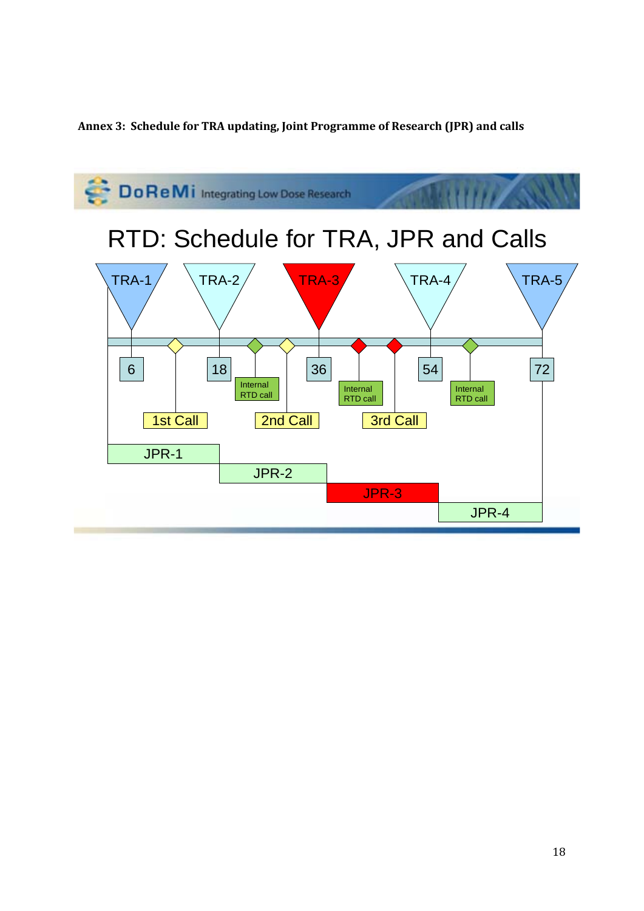**Annex 3: Schedule for TRA updating, Joint Programme of Research (JPR) and calls**

DoReMi Integrating Low Dose Research

RTD: Schedule for TRA, JPR and Calls

TRA-1
TRA-2
TRA-3
TRA-4
TRA-5

6
18
36
54
72

Internal RTD call
Internal RTD call
Internal RTD call

1st Call
2nd Call
3rd Call

JPR-1
JPR-2
JPR-3
JPR-4